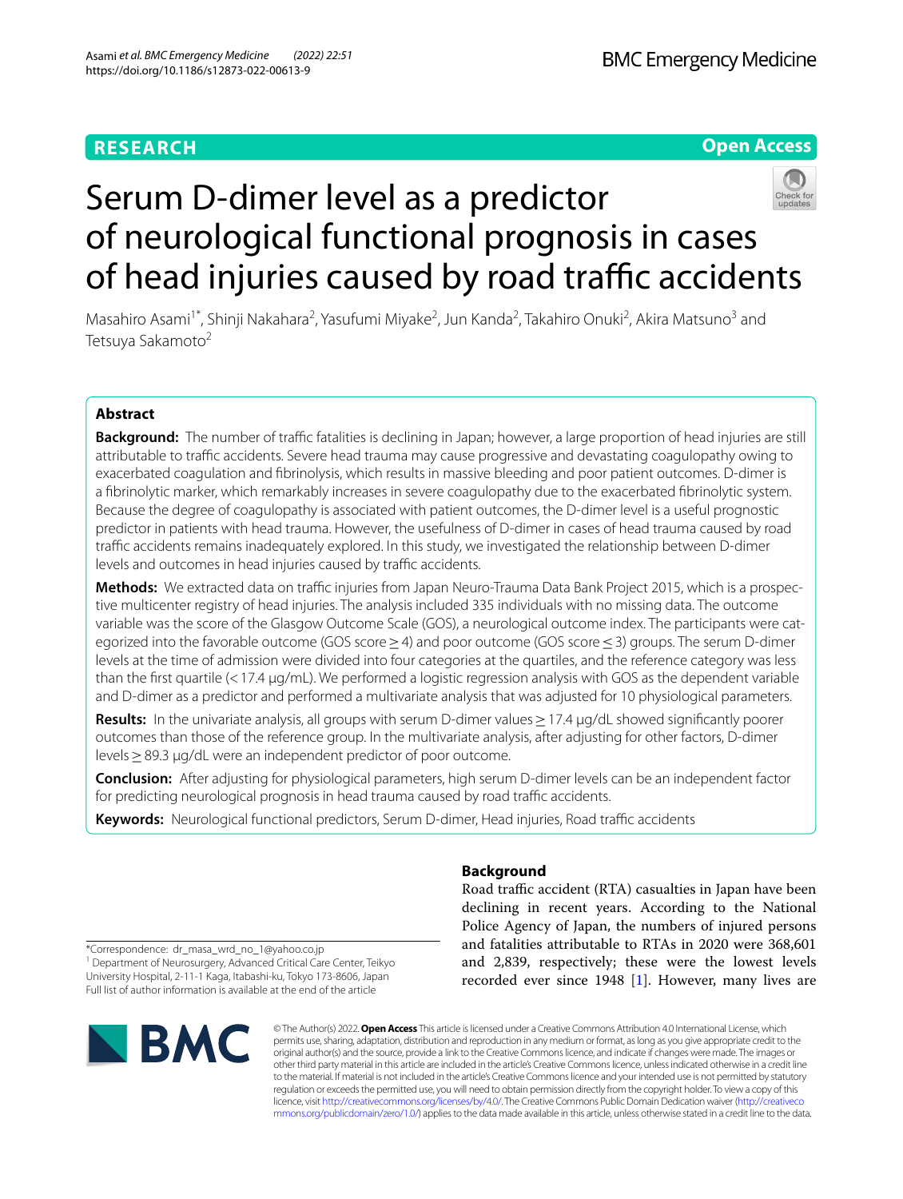RESEARCH

Open Access

# Serum D-dimer level as a predictor of neurological functional prognosis in cases of head injuries caused by road traffic accidents

Masahiro Asami[1*], Shinji Nakahara[2], Yasufumi Miyake[2], Jun Kanda[2], Takahiro Onuki[2], Akira Matsuno[3] and Tetsuya Sakamoto[2]

## Abstract

**Background:** The number of traffic fatalities is declining in Japan; however, a large proportion of head injuries are still attributable to traffic accidents. Severe head trauma may cause progressive and devastating coagulopathy owing to exacerbated coagulation and fibrinolysis, which results in massive bleeding and poor patient outcomes. D-dimer is a fibrinolytic marker, which remarkably increases in severe coagulopathy due to the exacerbated fibrinolytic system. Because the degree of coagulopathy is associated with patient outcomes, the D-dimer level is a useful prognostic predictor in patients with head trauma. However, the usefulness of D-dimer in cases of head trauma caused by road traffic accidents remains inadequately explored. In this study, we investigated the relationship between D-dimer levels and outcomes in head injuries caused by traffic accidents.

**Methods:** We extracted data on traffic injuries from Japan Neuro-Trauma Data Bank Project 2015, which is a prospective multicenter registry of head injuries. The analysis included 335 individuals with no missing data. The outcome variable was the score of the Glasgow Outcome Scale (GOS), a neurological outcome index. The participants were categorized into the favorable outcome (GOS score ≥ 4) and poor outcome (GOS score ≤ 3) groups. The serum D-dimer levels at the time of admission were divided into four categories at the quartiles, and the reference category was less than the first quartile (< 17.4 μg/mL). We performed a logistic regression analysis with GOS as the dependent variable and D-dimer as a predictor and performed a multivariate analysis that was adjusted for 10 physiological parameters.

**Results:** In the univariate analysis, all groups with serum D-dimer values ≥ 17.4 μg/dL showed significantly poorer outcomes than those of the reference group. In the multivariate analysis, after adjusting for other factors, D-dimer levels ≥ 89.3 μg/dL were an independent predictor of poor outcome.

**Conclusion:** After adjusting for physiological parameters, high serum D-dimer levels can be an independent factor for predicting neurological prognosis in head trauma caused by road traffic accidents.

**Keywords:** Neurological functional predictors, Serum D-dimer, Head injuries, Road traffic accidents

## Background

Road traffic accident (RTA) casualties in Japan have been declining in recent years. According to the National Police Agency of Japan, the numbers of injured persons and fatalities attributable to RTAs in 2020 were 368,601 and 2,839, respectively; these were the lowest levels recorded ever since 1948 [1]. However, many lives are

*Correspondence: dr_masa_wrd_no_1@yahoo.co.jp
[1] Department of Neurosurgery, Advanced Critical Care Center, Teikyo University Hospital, 2-11-1 Kaga, Itabashi-ku, Tokyo 173-8606, Japan
Full list of author information is available at the end of the article

© The Author(s) 2022. **Open Access** This article is licensed under a Creative Commons Attribution 4.0 International License, which permits use, sharing, adaptation, distribution and reproduction in any medium or format, as long as you give appropriate credit to the original author(s) and the source, provide a link to the Creative Commons licence, and indicate if changes were made. The images or other third party material in this article are included in the article's Creative Commons licence, unless indicated otherwise in a credit line to the material. If material is not included in the article's Creative Commons licence and your intended use is not permitted by statutory regulation or exceeds the permitted use, you will need to obtain permission directly from the copyright holder. To view a copy of this licence, visit http://creativecommons.org/licenses/by/4.0/. The Creative Commons Public Domain Dedication waiver (http://creativecommons.org/publicdomain/zero/1.0/) applies to the data made available in this article, unless otherwise stated in a credit line to the data.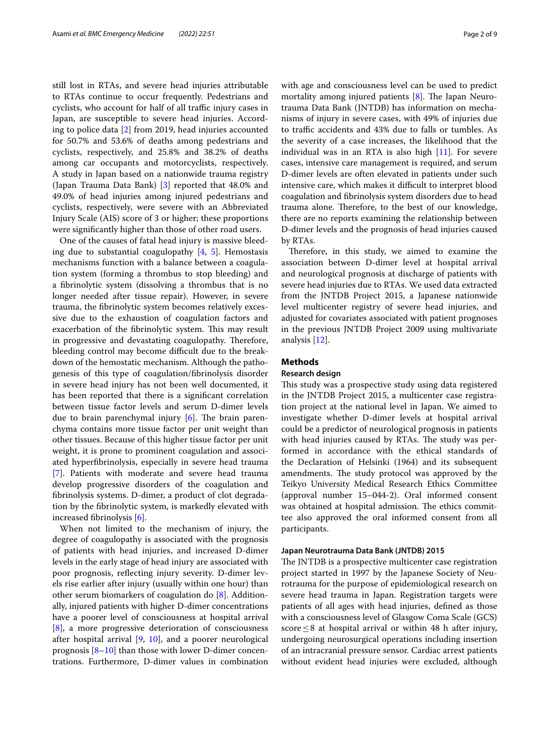still lost in RTAs, and severe head injuries attributable to RTAs continue to occur frequently. Pedestrians and cyclists, who account for half of all traffic injury cases in Japan, are susceptible to severe head injuries. According to police data [2] from 2019, head injuries accounted for 50.7% and 53.6% of deaths among pedestrians and cyclists, respectively, and 25.8% and 38.2% of deaths among car occupants and motorcyclists, respectively. A study in Japan based on a nationwide trauma registry (Japan Trauma Data Bank) [3] reported that 48.0% and 49.0% of head injuries among injured pedestrians and cyclists, respectively, were severe with an Abbreviated Injury Scale (AIS) score of 3 or higher; these proportions were significantly higher than those of other road users.

One of the causes of fatal head injury is massive bleeding due to substantial coagulopathy [4, 5]. Hemostasis mechanisms function with a balance between a coagulation system (forming a thrombus to stop bleeding) and a fibrinolytic system (dissolving a thrombus that is no longer needed after tissue repair). However, in severe trauma, the fibrinolytic system becomes relatively excessive due to the exhaustion of coagulation factors and exacerbation of the fibrinolytic system. This may result in progressive and devastating coagulopathy. Therefore, bleeding control may become difficult due to the breakdown of the hemostatic mechanism. Although the pathogenesis of this type of coagulation/fibrinolysis disorder in severe head injury has not been well documented, it has been reported that there is a significant correlation between tissue factor levels and serum D-dimer levels due to brain parenchymal injury [6]. The brain parenchyma contains more tissue factor per unit weight than other tissues. Because of this higher tissue factor per unit weight, it is prone to prominent coagulation and associated hyperfibrinolysis, especially in severe head trauma [7]. Patients with moderate and severe head trauma develop progressive disorders of the coagulation and fibrinolysis systems. D-dimer, a product of clot degradation by the fibrinolytic system, is markedly elevated with increased fibrinolysis [6].

When not limited to the mechanism of injury, the degree of coagulopathy is associated with the prognosis of patients with head injuries, and increased D-dimer levels in the early stage of head injury are associated with poor prognosis, reflecting injury severity. D-dimer levels rise earlier after injury (usually within one hour) than other serum biomarkers of coagulation do [8]. Additionally, injured patients with higher D-dimer concentrations have a poorer level of consciousness at hospital arrival [8], a more progressive deterioration of consciousness after hospital arrival [9, 10], and a poorer neurological prognosis [8–10] than those with lower D-dimer concentrations. Furthermore, D-dimer values in combination with age and consciousness level can be used to predict mortality among injured patients [8]. The Japan Neurotrauma Data Bank (JNTDB) has information on mechanisms of injury in severe cases, with 49% of injuries due to traffic accidents and 43% due to falls or tumbles. As the severity of a case increases, the likelihood that the individual was in an RTA is also high [11]. For severe cases, intensive care management is required, and serum D-dimer levels are often elevated in patients under such intensive care, which makes it difficult to interpret blood coagulation and fibrinolysis system disorders due to head trauma alone. Therefore, to the best of our knowledge, there are no reports examining the relationship between D-dimer levels and the prognosis of head injuries caused by RTAs.

Therefore, in this study, we aimed to examine the association between D-dimer level at hospital arrival and neurological prognosis at discharge of patients with severe head injuries due to RTAs. We used data extracted from the JNTDB Project 2015, a Japanese nationwide level multicenter registry of severe head injuries, and adjusted for covariates associated with patient prognoses in the previous JNTDB Project 2009 using multivariate analysis [12].

## Methods

### Research design

This study was a prospective study using data registered in the JNTDB Project 2015, a multicenter case registration project at the national level in Japan. We aimed to investigate whether D-dimer levels at hospital arrival could be a predictor of neurological prognosis in patients with head injuries caused by RTAs. The study was performed in accordance with the ethical standards of the Declaration of Helsinki (1964) and its subsequent amendments. The study protocol was approved by the Teikyo University Medical Research Ethics Committee (approval number 15–044-2). Oral informed consent was obtained at hospital admission. The ethics committee also approved the oral informed consent from all participants.

### Japan Neurotrauma Data Bank (JNTDB) 2015

The JNTDB is a prospective multicenter case registration project started in 1997 by the Japanese Society of Neurotrauma for the purpose of epidemiological research on severe head trauma in Japan. Registration targets were patients of all ages with head injuries, defined as those with a consciousness level of Glasgow Coma Scale (GCS) score ≤ 8 at hospital arrival or within 48 h after injury, undergoing neurosurgical operations including insertion of an intracranial pressure sensor. Cardiac arrest patients without evident head injuries were excluded, although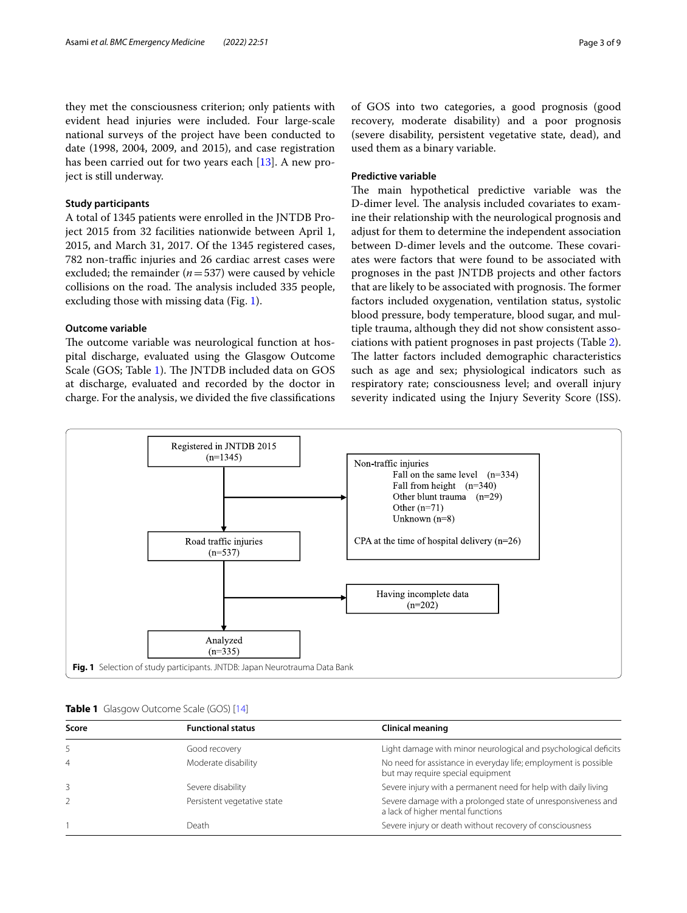they met the consciousness criterion; only patients with evident head injuries were included. Four large-scale national surveys of the project have been conducted to date (1998, 2004, 2009, and 2015), and case registration has been carried out for two years each [13]. A new project is still underway.

### Study participants

A total of 1345 patients were enrolled in the JNTDB Project 2015 from 32 facilities nationwide between April 1, 2015, and March 31, 2017. Of the 1345 registered cases, 782 non-traffic injuries and 26 cardiac arrest cases were excluded; the remainder ($n = 537$) were caused by vehicle collisions on the road. The analysis included 335 people, excluding those with missing data (Fig. 1).

### Outcome variable

The outcome variable was neurological function at hospital discharge, evaluated using the Glasgow Outcome Scale (GOS; Table 1). The JNTDB included data on GOS at discharge, evaluated and recorded by the doctor in charge. For the analysis, we divided the five classifications of GOS into two categories, a good prognosis (good recovery, moderate disability) and a poor prognosis (severe disability, persistent vegetative state, dead), and used them as a binary variable.

### Predictive variable

The main hypothetical predictive variable was the D-dimer level. The analysis included covariates to examine their relationship with the neurological prognosis and adjust for them to determine the independent association between D-dimer levels and the outcome. These covariates were factors that were found to be associated with prognoses in the past JNTDB projects and other factors that are likely to be associated with prognosis. The former factors included oxygenation, ventilation status, systolic blood pressure, body temperature, blood sugar, and multiple trauma, although they did not show consistent associations with patient prognoses in past projects (Table 2). The latter factors included demographic characteristics such as age and sex; physiological indicators such as respiratory rate; consciousness level; and overall injury severity indicated using the Injury Severity Score (ISS).

Registered in JNTDB 2015 (n=1345)
→ Excluded: Non-traffic injuries: Fall on the same level (n=334); Fall from height (n=340); Other blunt trauma (n=29); Other (n=71); Unknown (n=8). CPA at the time of hospital delivery (n=26)
Road traffic injuries (n=537)
→ Excluded: Having incomplete data (n=202)
Analyzed (n=335)

**Fig. 1** Selection of study participants. JNTDB: Japan Neurotrauma Data Bank

**Table 1** Glasgow Outcome Scale (GOS) [14]

| Score | Functional status | Clinical meaning |
|---|---|---|
| 5 | Good recovery | Light damage with minor neurological and psychological deficits |
| 4 | Moderate disability | No need for assistance in everyday life; employment is possible but may require special equipment |
| 3 | Severe disability | Severe injury with a permanent need for help with daily living |
| 2 | Persistent vegetative state | Severe damage with a prolonged state of unresponsiveness and a lack of higher mental functions |
| 1 | Death | Severe injury or death without recovery of consciousness |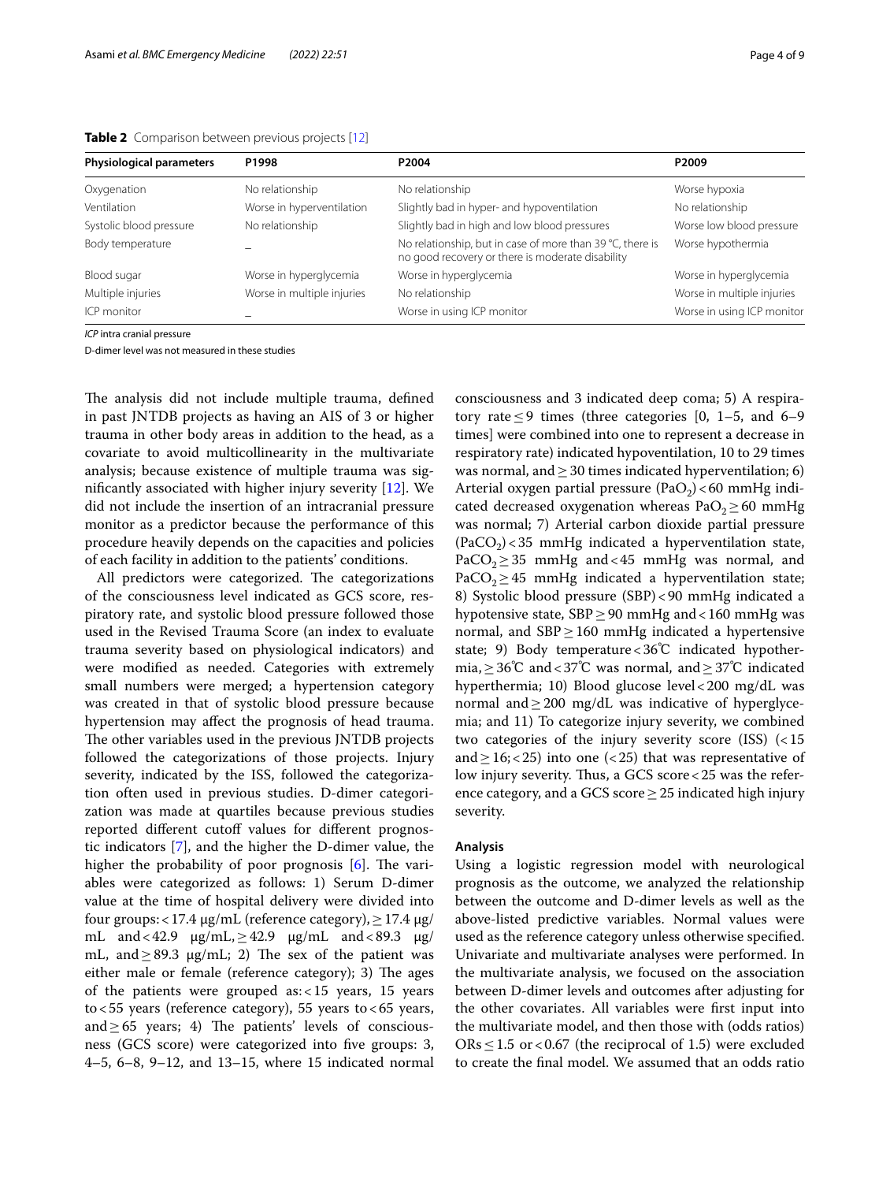**Table 2** Comparison between previous projects [12]

| Physiological parameters | P1998 | P2004 | P2009 |
|---|---|---|---|
| Oxygenation | No relationship | No relationship | Worse hypoxia |
| Ventilation | Worse in hyperventilation | Slightly bad in hyper- and hypoventilation | No relationship |
| Systolic blood pressure | No relationship | Slightly bad in high and low blood pressures | Worse low blood pressure |
| Body temperature | – | No relationship, but in case of more than 39 °C, there is no good recovery or there is moderate disability | Worse hypothermia |
| Blood sugar | Worse in hyperglycemia | Worse in hyperglycemia | Worse in hyperglycemia |
| Multiple injuries | Worse in multiple injuries | No relationship | Worse in multiple injuries |
| ICP monitor | – | Worse in using ICP monitor | Worse in using ICP monitor |

*ICP* intra cranial pressure

D-dimer level was not measured in these studies

The analysis did not include multiple trauma, defined in past JNTDB projects as having an AIS of 3 or higher trauma in other body areas in addition to the head, as a covariate to avoid multicollinearity in the multivariate analysis; because existence of multiple trauma was significantly associated with higher injury severity [12]. We did not include the insertion of an intracranial pressure monitor as a predictor because the performance of this procedure heavily depends on the capacities and policies of each facility in addition to the patients' conditions.

All predictors were categorized. The categorizations of the consciousness level indicated as GCS score, respiratory rate, and systolic blood pressure followed those used in the Revised Trauma Score (an index to evaluate trauma severity based on physiological indicators) and were modified as needed. Categories with extremely small numbers were merged; a hypertension category was created in that of systolic blood pressure because hypertension may affect the prognosis of head trauma. The other variables used in the previous JNTDB projects followed the categorizations of those projects. Injury severity, indicated by the ISS, followed the categorization often used in previous studies. D-dimer categorization was made at quartiles because previous studies reported different cutoff values for different prognostic indicators [7], and the higher the D-dimer value, the higher the probability of poor prognosis [6]. The variables were categorized as follows: 1) Serum D-dimer value at the time of hospital delivery were divided into four groups: < 17.4 μg/mL (reference category), ≥ 17.4 μg/mL and < 42.9 μg/mL, ≥ 42.9 μg/mL and < 89.3 μg/mL, and ≥ 89.3 μg/mL; 2) The sex of the patient was either male or female (reference category); 3) The ages of the patients were grouped as: < 15 years, 15 years to < 55 years (reference category), 55 years to < 65 years, and ≥ 65 years; 4) The patients' levels of consciousness (GCS score) were categorized into five groups: 3, 4–5, 6–8, 9–12, and 13–15, where 15 indicated normal consciousness and 3 indicated deep coma; 5) A respiratory rate ≤ 9 times (three categories [0, 1–5, and 6–9 times] were combined into one to represent a decrease in respiratory rate) indicated hypoventilation, 10 to 29 times was normal, and ≥ 30 times indicated hyperventilation; 6) Arterial oxygen partial pressure ($PaO_2$) < 60 mmHg indicated decreased oxygenation whereas $PaO_2$ ≥ 60 mmHg was normal; 7) Arterial carbon dioxide partial pressure ($PaCO_2$) < 35 mmHg indicated a hyperventilation state, $PaCO_2$ ≥ 35 mmHg and < 45 mmHg was normal, and $PaCO_2$ ≥ 45 mmHg indicated a hyperventilation state; 8) Systolic blood pressure (SBP) < 90 mmHg indicated a hypotensive state, SBP ≥ 90 mmHg and < 160 mmHg was normal, and SBP ≥ 160 mmHg indicated a hypertensive state; 9) Body temperature < 36℃ indicated hypothermia, ≥ 36℃ and < 37℃ was normal, and ≥ 37℃ indicated hyperthermia; 10) Blood glucose level < 200 mg/dL was normal and ≥ 200 mg/dL was indicative of hyperglycemia; and 11) To categorize injury severity, we combined two categories of the injury severity score (ISS) (< 15 and ≥ 16; < 25) into one (< 25) that was representative of low injury severity. Thus, a GCS score < 25 was the reference category, and a GCS score ≥ 25 indicated high injury severity.

### Analysis

Using a logistic regression model with neurological prognosis as the outcome, we analyzed the relationship between the outcome and D-dimer levels as well as the above-listed predictive variables. Normal values were used as the reference category unless otherwise specified. Univariate and multivariate analyses were performed. In the multivariate analysis, we focused on the association between D-dimer levels and outcomes after adjusting for the other covariates. All variables were first input into the multivariate model, and then those with (odds ratios) ORs ≤ 1.5 or < 0.67 (the reciprocal of 1.5) were excluded to create the final model. We assumed that an odds ratio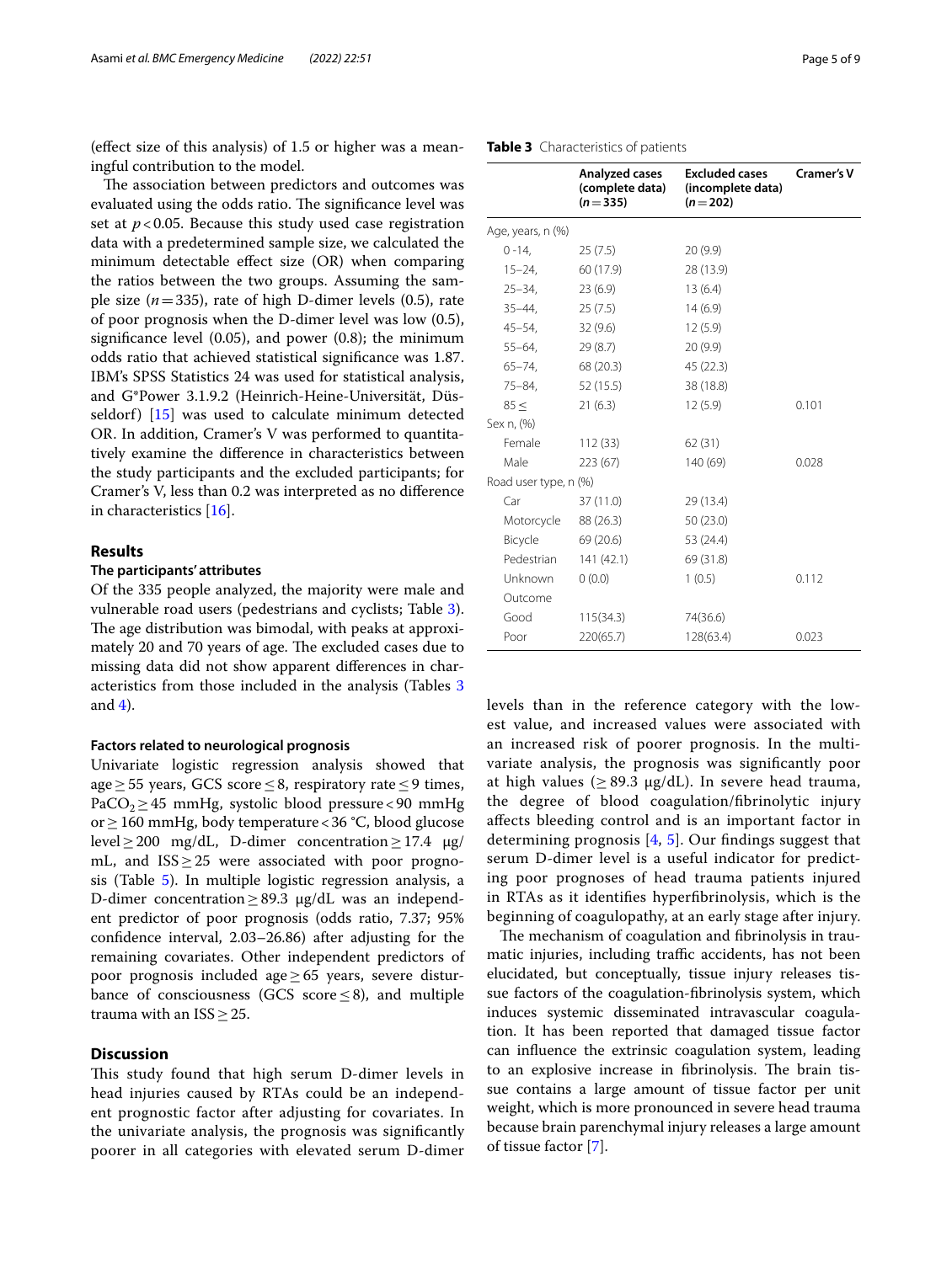(effect size of this analysis) of 1.5 or higher was a meaningful contribution to the model.

The association between predictors and outcomes was evaluated using the odds ratio. The significance level was set at $p < 0.05$. Because this study used case registration data with a predetermined sample size, we calculated the minimum detectable effect size (OR) when comparing the ratios between the two groups. Assuming the sample size ($n = 335$), rate of high D-dimer levels (0.5), rate of poor prognosis when the D-dimer level was low (0.5), significance level (0.05), and power (0.8); the minimum odds ratio that achieved statistical significance was 1.87. IBM's SPSS Statistics 24 was used for statistical analysis, and G*Power 3.1.9.2 (Heinrich-Heine-Universität, Düsseldorf) [15] was used to calculate minimum detected OR. In addition, Cramer's V was performed to quantitatively examine the difference in characteristics between the study participants and the excluded participants; for Cramer's V, less than 0.2 was interpreted as no difference in characteristics [16].

## Results

### The participants' attributes

Of the 335 people analyzed, the majority were male and vulnerable road users (pedestrians and cyclists; Table 3). The age distribution was bimodal, with peaks at approximately 20 and 70 years of age. The excluded cases due to missing data did not show apparent differences in characteristics from those included in the analysis (Tables 3 and 4).

**Table 3** Characteristics of patients

| | Analyzed cases (complete data) ($n = 335$) | Excluded cases (incomplete data) ($n = 202$) | Cramer's V |
|---|---|---|---|
| Age, years, n (%) | | | |
| 0 -14, | 25 (7.5) | 20 (9.9) | |
| 15–24, | 60 (17.9) | 28 (13.9) | |
| 25–34, | 23 (6.9) | 13 (6.4) | |
| 35–44, | 25 (7.5) | 14 (6.9) | |
| 45–54, | 32 (9.6) | 12 (5.9) | |
| 55–64, | 29 (8.7) | 20 (9.9) | |
| 65–74, | 68 (20.3) | 45 (22.3) | |
| 75–84, | 52 (15.5) | 38 (18.8) | |
| 85 ≤ | 21 (6.3) | 12 (5.9) | 0.101 |
| Sex n, (%) | | | |
| Female | 112 (33) | 62 (31) | |
| Male | 223 (67) | 140 (69) | 0.028 |
| Road user type, n (%) | | | |
| Car | 37 (11.0) | 29 (13.4) | |
| Motorcycle | 88 (26.3) | 50 (23.0) | |
| Bicycle | 69 (20.6) | 53 (24.4) | |
| Pedestrian | 141 (42.1) | 69 (31.8) | |
| Unknown | 0 (0.0) | 1 (0.5) | 0.112 |
| Outcome | | | |
| Good | 115(34.3) | 74(36.6) | |
| Poor | 220(65.7) | 128(63.4) | 0.023 |

### Factors related to neurological prognosis

Univariate logistic regression analysis showed that age ≥ 55 years, GCS score ≤ 8, respiratory rate ≤ 9 times, $PaCO_2$ ≥ 45 mmHg, systolic blood pressure < 90 mmHg or ≥ 160 mmHg, body temperature < 36 °C, blood glucose level ≥ 200 mg/dL, D-dimer concentration ≥ 17.4 μg/mL, and ISS ≥ 25 were associated with poor prognosis (Table 5). In multiple logistic regression analysis, a D-dimer concentration ≥ 89.3 μg/dL was an independent predictor of poor prognosis (odds ratio, 7.37; 95% confidence interval, 2.03–26.86) after adjusting for the remaining covariates. Other independent predictors of poor prognosis included age ≥ 65 years, severe disturbance of consciousness (GCS score ≤ 8), and multiple trauma with an ISS ≥ 25.

## Discussion

This study found that high serum D-dimer levels in head injuries caused by RTAs could be an independent prognostic factor after adjusting for covariates. In the univariate analysis, the prognosis was significantly poorer in all categories with elevated serum D-dimer levels than in the reference category with the lowest value, and increased values were associated with an increased risk of poorer prognosis. In the multivariate analysis, the prognosis was significantly poor at high values (≥ 89.3 μg/dL). In severe head trauma, the degree of blood coagulation/fibrinolytic injury affects bleeding control and is an important factor in determining prognosis [4, 5]. Our findings suggest that serum D-dimer level is a useful indicator for predicting poor prognoses of head trauma patients injured in RTAs as it identifies hyperfibrinolysis, which is the beginning of coagulopathy, at an early stage after injury.

The mechanism of coagulation and fibrinolysis in traumatic injuries, including traffic accidents, has not been elucidated, but conceptually, tissue injury releases tissue factors of the coagulation-fibrinolysis system, which induces systemic disseminated intravascular coagulation. It has been reported that damaged tissue factor can influence the extrinsic coagulation system, leading to an explosive increase in fibrinolysis. The brain tissue contains a large amount of tissue factor per unit weight, which is more pronounced in severe head trauma because brain parenchymal injury releases a large amount of tissue factor [7].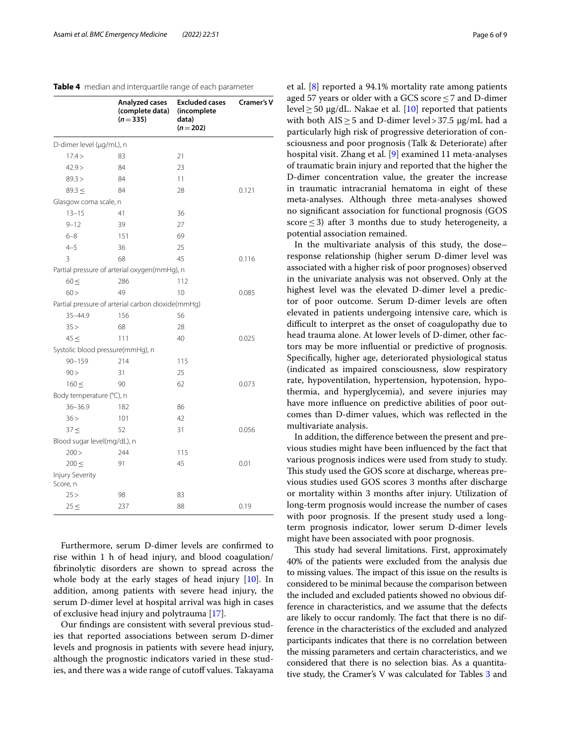**Table 4** median and interquartile range of each parameter

| | Analyzed cases (complete data) (n = 335) | Excluded cases (incomplete data) (n = 202) | Cramer's V |
|---|---|---|---|
| D-dimer level (μg/mL), n | | | |
| 17.4 > | 83 | 21 | |
| 42.9 > | 84 | 23 | |
| 89.3 > | 84 | 11 | |
| 89.3 ≤ | 84 | 28 | 0.121 |
| Glasgow coma scale, n | | | |
| 13–15 | 41 | 36 | |
| 9–12 | 39 | 27 | |
| 6–8 | 151 | 69 | |
| 4–5 | 36 | 25 | |
| 3 | 68 | 45 | 0.116 |
| Partial pressure of arterial oxygen(mmHg), n | | | |
| 60 ≤ | 286 | 112 | |
| 60 > | 49 | 10 | 0.085 |
| Partial pressure of arterial carbon dioxide(mmHg) | | | |
| 35–44.9 | 156 | 56 | |
| 35 > | 68 | 28 | |
| 45 ≤ | 111 | 40 | 0.025 |
| Systolic blood pressure(mmHg), n | | | |
| 90–159 | 214 | 115 | |
| 90 > | 31 | 25 | |
| 160 ≤ | 90 | 62 | 0.073 |
| Body temperature (°C), n | | | |
| 36–36.9 | 182 | 86 | |
| 36 > | 101 | 42 | |
| 37 ≤ | 52 | 31 | 0.056 |
| Blood sugar level(mg/dL), n | | | |
| 200 > | 244 | 115 | |
| 200 ≤ | 91 | 45 | 0.01 |
| Injury Severity Score, n | | | |
| 25 > | 98 | 83 | |
| 25 ≤ | 237 | 88 | 0.19 |

Furthermore, serum D-dimer levels are confirmed to rise within 1 h of head injury, and blood coagulation/fibrinolytic disorders are shown to spread across the whole body at the early stages of head injury [10]. In addition, among patients with severe head injury, the serum D-dimer level at hospital arrival was high in cases of exclusive head injury and polytrauma [17].

Our findings are consistent with several previous studies that reported associations between serum D-dimer levels and prognosis in patients with severe head injury, although the prognostic indicators varied in these studies, and there was a wide range of cutoff values. Takayama et al. [8] reported a 94.1% mortality rate among patients aged 57 years or older with a GCS score ≤ 7 and D-dimer level ≥ 50 μg/dL. Nakae et al. [10] reported that patients with both AIS ≥ 5 and D-dimer level > 37.5 μg/mL had a particularly high risk of progressive deterioration of consciousness and poor prognosis (Talk & Deteriorate) after hospital visit. Zhang et al. [9] examined 11 meta-analyses of traumatic brain injury and reported that the higher the D-dimer concentration value, the greater the increase in traumatic intracranial hematoma in eight of these meta-analyses. Although three meta-analyses showed no significant association for functional prognosis (GOS score ≤ 3) after 3 months due to study heterogeneity, a potential association remained.

In the multivariate analysis of this study, the dose–response relationship (higher serum D-dimer level was associated with a higher risk of poor prognoses) observed in the univariate analysis was not observed. Only at the highest level was the elevated D-dimer level a predictor of poor outcome. Serum D-dimer levels are often elevated in patients undergoing intensive care, which is difficult to interpret as the onset of coagulopathy due to head trauma alone. At lower levels of D-dimer, other factors may be more influential or predictive of prognosis. Specifically, higher age, deteriorated physiological status (indicated as impaired consciousness, slow respiratory rate, hypoventilation, hypertension, hypotension, hypothermia, and hyperglycemia), and severe injuries may have more influence on predictive abilities of poor outcomes than D-dimer values, which was reflected in the multivariate analysis.

In addition, the difference between the present and previous studies might have been influenced by the fact that various prognosis indices were used from study to study. This study used the GOS score at discharge, whereas previous studies used GOS scores 3 months after discharge or mortality within 3 months after injury. Utilization of long-term prognosis would increase the number of cases with poor prognosis. If the present study used a long-term prognosis indicator, lower serum D-dimer levels might have been associated with poor prognosis.

This study had several limitations. First, approximately 40% of the patients were excluded from the analysis due to missing values. The impact of this issue on the results is considered to be minimal because the comparison between the included and excluded patients showed no obvious difference in characteristics, and we assume that the defects are likely to occur randomly. The fact that there is no difference in the characteristics of the excluded and analyzed participants indicates that there is no correlation between the missing parameters and certain characteristics, and we considered that there is no selection bias. As a quantitative study, the Cramer's V was calculated for Tables 3 and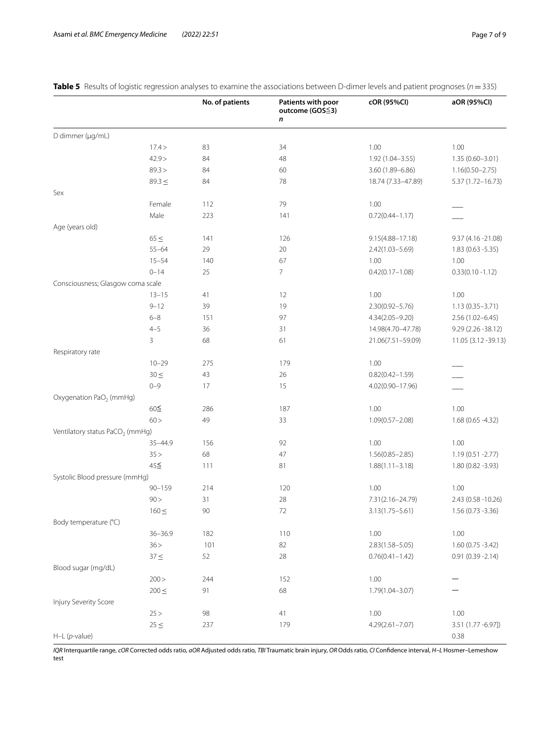**Table 5** Results of logistic regression analyses to examine the associations between D-dimer levels and patient prognoses ($n = 335$)

| | | No. of patients | Patients with poor outcome (GOS≦3) *n* | cOR (95%CI) | aOR (95%CI) |
|---|---|---|---|---|---|
| D dimmer (μg/mL) | | | | | |
| | 17.4 > | 83 | 34 | 1.00 | 1.00 |
| | 42.9 > | 84 | 48 | 1.92 (1.04–3.55) | 1.35 (0.60–3.01) |
| | 89.3 > | 84 | 60 | 3.60 (1.89–6.86) | 1.16(0.50–2.75) |
| | 89.3 ≤ | 84 | 78 | 18.74 (7.33–47.89) | 5.37 (1.72–16.73) |
| Sex | | | | | |
| | Female | 112 | 79 | 1.00 | ___ |
| | Male | 223 | 141 | 0.72(0.44–1.17) | ___ |
| Age (years old) | | | | | |
| | 65 ≤ | 141 | 126 | 9.15(4.88–17.18) | 9.37 (4.16 -21.08) |
| | 55–64 | 29 | 20 | 2.42(1.03–5.69) | 1.83 (0.63 -5.35) |
| | 15–54 | 140 | 67 | 1.00 | 1.00 |
| | 0–14 | 25 | 7 | 0.42(0.17–1.08) | 0.33(0.10 -1.12) |
| Consciousness; Glasgow coma scale | | | | | |
| | 13–15 | 41 | 12 | 1.00 | 1.00 |
| | 9–12 | 39 | 19 | 2.30(0.92–5.76) | 1.13 (0.35–3.71) |
| | 6–8 | 151 | 97 | 4.34(2.05–9.20) | 2.56 (1.02–6.45) |
| | 4–5 | 36 | 31 | 14.98(4.70–47.78) | 9.29 (2.26 -38.12) |
| | 3 | 68 | 61 | 21.06(7.51–59.09) | 11.05 (3.12 -39.13) |
| Respiratory rate | | | | | |
| | 10–29 | 275 | 179 | 1.00 | ___ |
| | 30 ≤ | 43 | 26 | 0.82(0.42–1.59) | ___ |
| | 0–9 | 17 | 15 | 4.02(0.90–17.96) | ___ |
| Oxygenation $PaO_2$ (mmHg) | | | | | |
| | 60≦ | 286 | 187 | 1.00 | 1.00 |
| | 60 > | 49 | 33 | 1.09(0.57–2.08) | 1.68 (0.65 -4.32) |
| Ventilatory status $PaCO_2$ (mmHg) | | | | | |
| | 35–44.9 | 156 | 92 | 1.00 | 1.00 |
| | 35 > | 68 | 47 | 1.56(0.85–2.85) | 1.19 (0.51 -2.77) |
| | 45≦ | 111 | 81 | 1.88(1.11–3.18) | 1.80 (0.82 -3.93) |
| Systolic Blood pressure (mmHg) | | | | | |
| | 90–159 | 214 | 120 | 1.00 | 1.00 |
| | 90 > | 31 | 28 | 7.31(2.16–24.79) | 2.43 (0.58 -10.26) |
| | 160 ≤ | 90 | 72 | 3.13(1.75–5.61) | 1.56 (0.73 -3.36) |
| Body temperature (℃) | | | | | |
| | 36–36.9 | 182 | 110 | 1.00 | 1.00 |
| | 36 > | 101 | 82 | 2.83(1.58–5.05) | 1.60 (0.75 -3.42) |
| | 37 ≤ | 52 | 28 | 0.76(0.41–1.42) | 0.91 (0.39 -2.14) |
| Blood sugar (mg/dL) | | | | | |
| | 200 > | 244 | 152 | 1.00 | — |
| | 200 ≤ | 91 | 68 | 1.79(1.04–3.07) | — |
| Injury Severity Score | | | | | |
| | 25 > | 98 | 41 | 1.00 | 1.00 |
| | 25 ≤ | 237 | 179 | 4.29(2.61–7.07) | 3.51 (1.77 -6.97]) |
| H–L (*p*-value) | | | | | 0.38 |

*IQR* Interquartile range, *cOR* Corrected odds ratio, *aOR* Adjusted odds ratio, *TBI* Traumatic brain injury, *OR* Odds ratio, *CI* Confidence interval, *H–L* Hosmer–Lemeshow test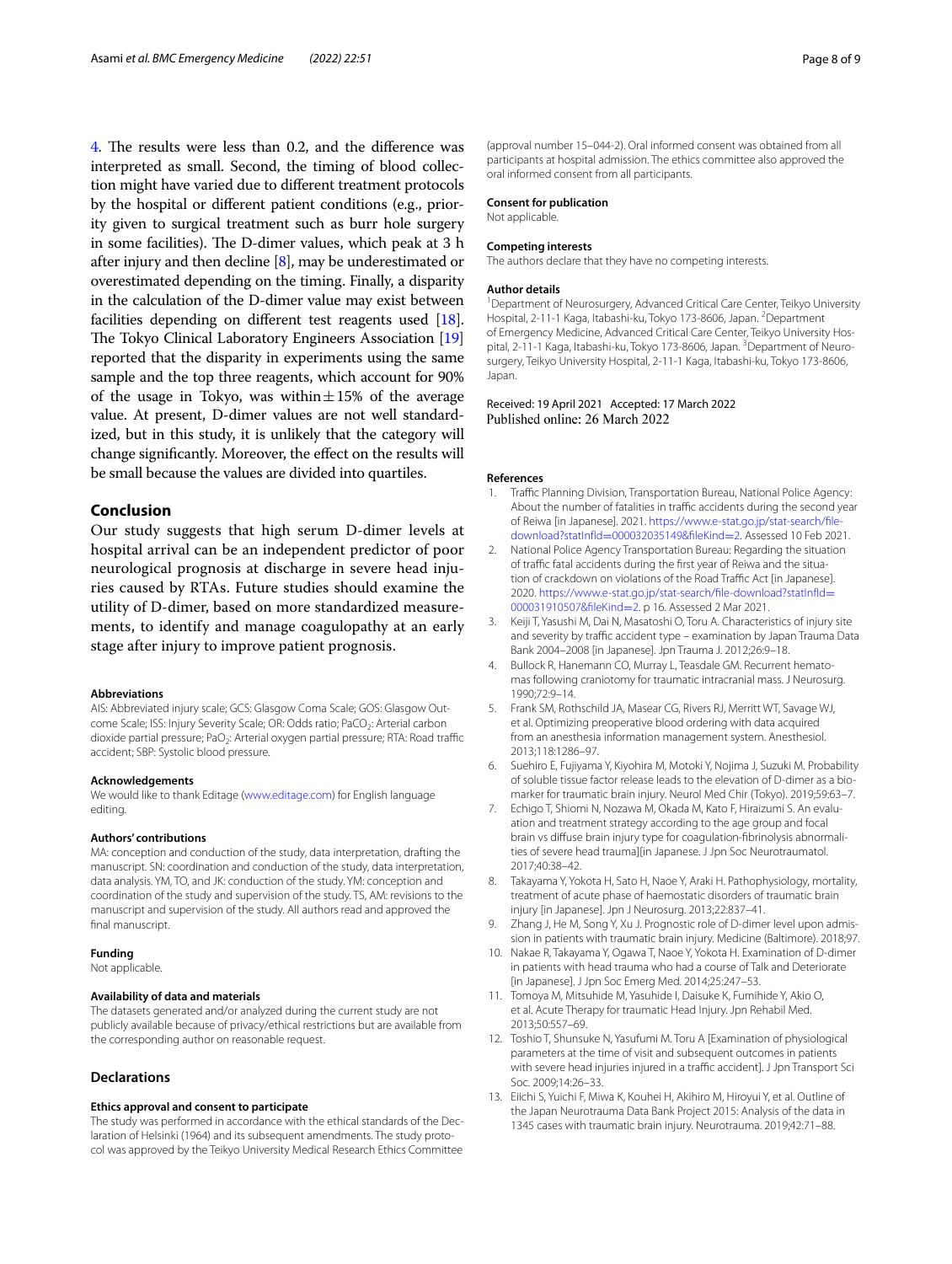4. The results were less than 0.2, and the difference was interpreted as small. Second, the timing of blood collection might have varied due to different treatment protocols by the hospital or different patient conditions (e.g., priority given to surgical treatment such as burr hole surgery in some facilities). The D-dimer values, which peak at 3 h after injury and then decline [8], may be underestimated or overestimated depending on the timing. Finally, a disparity in the calculation of the D-dimer value may exist between facilities depending on different test reagents used [18]. The Tokyo Clinical Laboratory Engineers Association [19] reported that the disparity in experiments using the same sample and the top three reagents, which account for 90% of the usage in Tokyo, was within ± 15% of the average value. At present, D-dimer values are not well standardized, but in this study, it is unlikely that the category will change significantly. Moreover, the effect on the results will be small because the values are divided into quartiles.

## Conclusion

Our study suggests that high serum D-dimer levels at hospital arrival can be an independent predictor of poor neurological prognosis at discharge in severe head injuries caused by RTAs. Future studies should examine the utility of D-dimer, based on more standardized measurements, to identify and manage coagulopathy at an early stage after injury to improve patient prognosis.

#### Abbreviations

AIS: Abbreviated injury scale; GCS: Glasgow Coma Scale; GOS: Glasgow Outcome Scale; ISS: Injury Severity Scale; OR: Odds ratio; $PaCO_2$: Arterial carbon dioxide partial pressure; $PaO_2$: Arterial oxygen partial pressure; RTA: Road traffic accident; SBP: Systolic blood pressure.

#### Acknowledgements

We would like to thank Editage (www.editage.com) for English language editing.

#### Authors' contributions

MA: conception and conduction of the study, data interpretation, drafting the manuscript. SN: coordination and conduction of the study, data interpretation, data analysis. YM, TO, and JK: conduction of the study. YM: conception and coordination of the study and supervision of the study. TS, AM: revisions to the manuscript and supervision of the study. All authors read and approved the final manuscript.

#### Funding

Not applicable.

#### Availability of data and materials

The datasets generated and/or analyzed during the current study are not publicly available because of privacy/ethical restrictions but are available from the corresponding author on reasonable request.

### Declarations

#### Ethics approval and consent to participate

The study was performed in accordance with the ethical standards of the Declaration of Helsinki (1964) and its subsequent amendments. The study protocol was approved by the Teikyo University Medical Research Ethics Committee (approval number 15–044-2). Oral informed consent was obtained from all participants at hospital admission. The ethics committee also approved the oral informed consent from all participants.

#### Consent for publication

Not applicable.

#### Competing interests

The authors declare that they have no competing interests.

#### Author details

[1] Department of Neurosurgery, Advanced Critical Care Center, Teikyo University Hospital, 2-11-1 Kaga, Itabashi-ku, Tokyo 173-8606, Japan. [2] Department of Emergency Medicine, Advanced Critical Care Center, Teikyo University Hospital, 2-11-1 Kaga, Itabashi-ku, Tokyo 173-8606, Japan. [3] Department of Neurosurgery, Teikyo University Hospital, 2-11-1 Kaga, Itabashi-ku, Tokyo 173-8606, Japan.

Received: 19 April 2021 Accepted: 17 March 2022
Published online: 26 March 2022

#### References

1. Traffic Planning Division, Transportation Bureau, National Police Agency: About the number of fatalities in traffic accidents during the second year of Reiwa [in Japanese]. 2021. https://www.e-stat.go.jp/stat-search/file-download?statInfId=000032035149&fileKind=2. Assessed 10 Feb 2021.
2. National Police Agency Transportation Bureau: Regarding the situation of traffic fatal accidents during the first year of Reiwa and the situation of crackdown on violations of the Road Traffic Act [in Japanese]. 2020. https://www.e-stat.go.jp/stat-search/file-download?statInfId=000031910507&fileKind=2. p 16. Assessed 2 Mar 2021.
3. Keiji T, Yasushi M, Dai N, Masatoshi O, Toru A. Characteristics of injury site and severity by traffic accident type – examination by Japan Trauma Data Bank 2004–2008 [in Japanese]. Jpn Trauma J. 2012;26:9–18.
4. Bullock R, Hanemann CO, Murray L, Teasdale GM. Recurrent hematomas following craniotomy for traumatic intracranial mass. J Neurosurg. 1990;72:9–14.
5. Frank SM, Rothschild JA, Masear CG, Rivers RJ, Merritt WT, Savage WJ, et al. Optimizing preoperative blood ordering with data acquired from an anesthesia information management system. Anesthesiol. 2013;118:1286–97.
6. Suehiro E, Fujiyama Y, Kiyohira M, Motoki Y, Nojima J, Suzuki M. Probability of soluble tissue factor release leads to the elevation of D-dimer as a biomarker for traumatic brain injury. Neurol Med Chir (Tokyo). 2019;59:63–7.
7. Echigo T, Shiomi N, Nozawa M, Okada M, Kato F, Hiraizumi S. An evaluation and treatment strategy according to the age group and focal brain vs diffuse brain injury type for coagulation-fibrinolysis abnormalities of severe head trauma][in Japanese. J Jpn Soc Neurotraumatol. 2017;40:38–42.
8. Takayama Y, Yokota H, Sato H, Naoe Y, Araki H. Pathophysiology, mortality, treatment of acute phase of haemostatic disorders of traumatic brain injury [in Japanese]. Jpn J Neurosurg. 2013;22:837–41.
9. Zhang J, He M, Song Y, Xu J. Prognostic role of D-dimer level upon admission in patients with traumatic brain injury. Medicine (Baltimore). 2018;97.
10. Nakae R, Takayama Y, Ogawa T, Naoe Y, Yokota H. Examination of D-dimer in patients with head trauma who had a course of Talk and Deteriorate [in Japanese]. J Jpn Soc Emerg Med. 2014;25:247–53.
11. Tomoya M, Mitsuhide M, Yasuhide I, Daisuke K, Fumihide Y, Akio O, et al. Acute Therapy for traumatic Head Injury. Jpn Rehabil Med. 2013;50:557–69.
12. Toshio T, Shunsuke N, Yasufumi M. Toru A [Examination of physiological parameters at the time of visit and subsequent outcomes in patients with severe head injuries injured in a traffic accident]. J Jpn Transport Sci Soc. 2009;14:26–33.
13. Eiichi S, Yuichi F, Miwa K, Kouhei H, Akihiro M, Hiroyui Y, et al. Outline of the Japan Neurotrauma Data Bank Project 2015: Analysis of the data in 1345 cases with traumatic brain injury. Neurotrauma. 2019;42:71–88.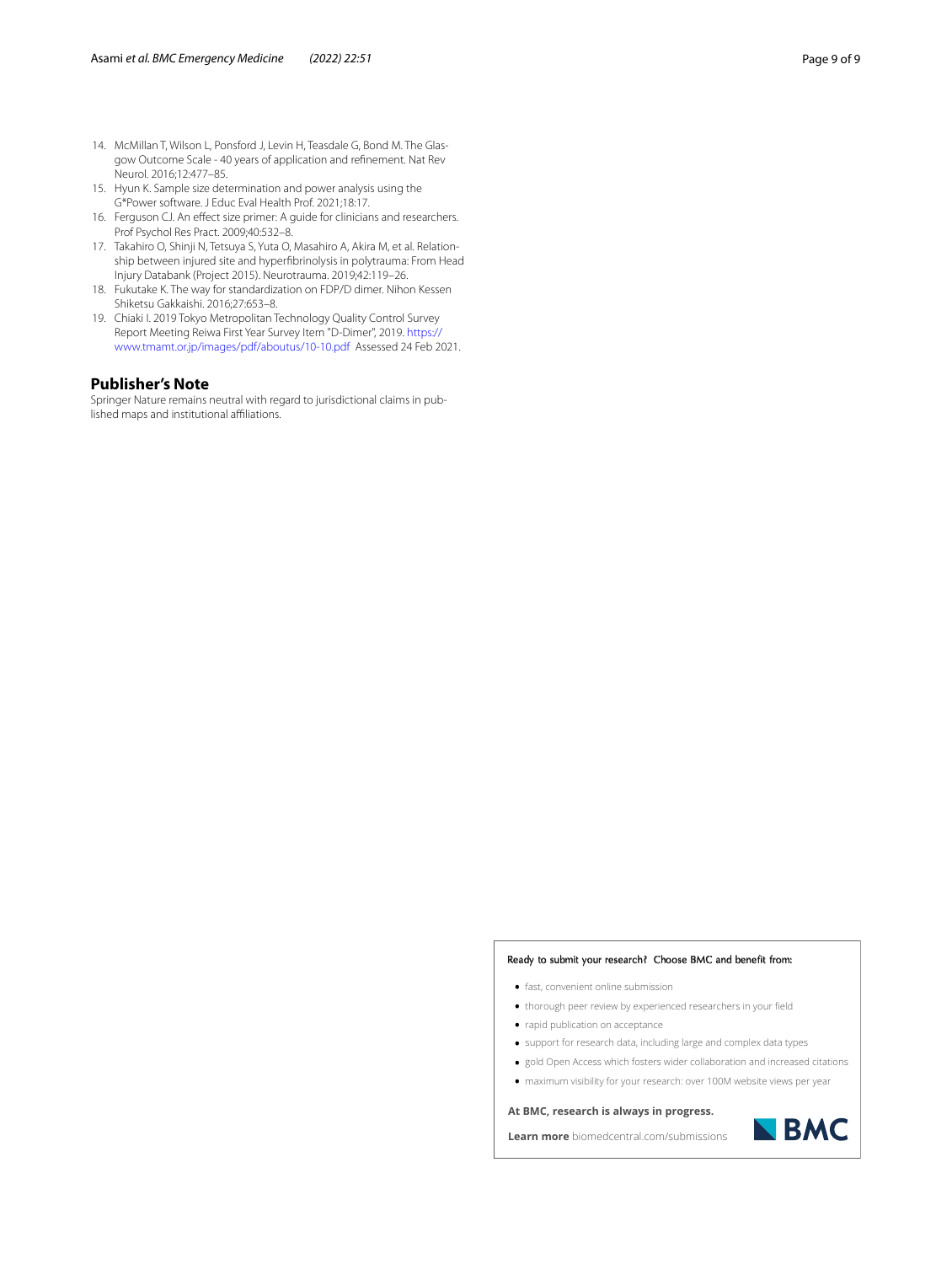14. McMillan T, Wilson L, Ponsford J, Levin H, Teasdale G, Bond M. The Glasgow Outcome Scale - 40 years of application and refinement. Nat Rev Neurol. 2016;12:477–85.
15. Hyun K. Sample size determination and power analysis using the G*Power software. J Educ Eval Health Prof. 2021;18:17.
16. Ferguson CJ. An effect size primer: A guide for clinicians and researchers. Prof Psychol Res Pract. 2009;40:532–8.
17. Takahiro O, Shinji N, Tetsuya S, Yuta O, Masahiro A, Akira M, et al. Relationship between injured site and hyperfibrinolysis in polytrauma: From Head Injury Databank (Project 2015). Neurotrauma. 2019;42:119–26.
18. Fukutake K. The way for standardization on FDP/D dimer. Nihon Kessen Shiketsu Gakkaishi. 2016;27:653–8.
19. Chiaki I. 2019 Tokyo Metropolitan Technology Quality Control Survey Report Meeting Reiwa First Year Survey Item "D-Dimer", 2019. https://www.tmamt.or.jp/images/pdf/aboutus/10-10.pdf Assessed 24 Feb 2021.

## Publisher's Note

Springer Nature remains neutral with regard to jurisdictional claims in published maps and institutional affiliations.

Ready to submit your research? Choose BMC and benefit from:

- fast, convenient online submission
- thorough peer review by experienced researchers in your field
- rapid publication on acceptance
- support for research data, including large and complex data types
- gold Open Access which fosters wider collaboration and increased citations
- maximum visibility for your research: over 100M website views per year

**At BMC, research is always in progress.**

**Learn more** biomedcentral.com/submissions

BMC